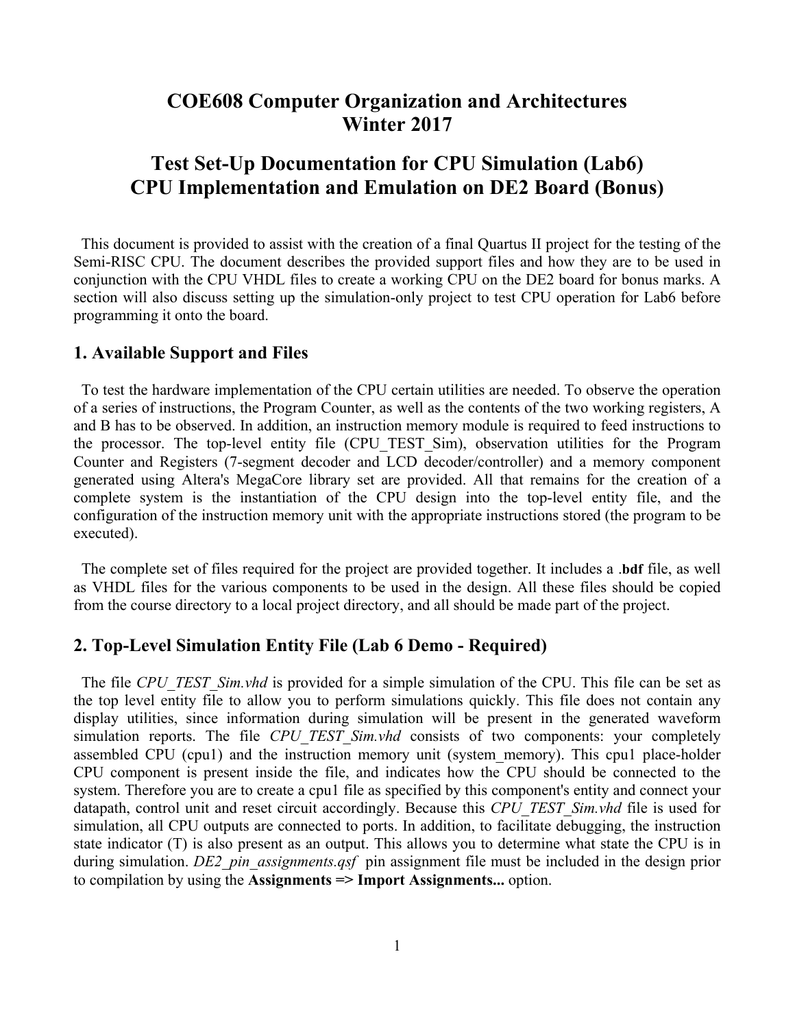# COE608 Computer Organization and Architectures
# Winter 2017

## Test Set-Up Documentation for CPU Simulation (Lab6)
## CPU Implementation and Emulation on DE2 Board (Bonus)

This document is provided to assist with the creation of a final Quartus II project for the testing of the Semi-RISC CPU. The document describes the provided support files and how they are to be used in conjunction with the CPU VHDL files to create a working CPU on the DE2 board for bonus marks. A section will also discuss setting up the simulation-only project to test CPU operation for Lab6 before programming it onto the board.

## 1. Available Support and Files

To test the hardware implementation of the CPU certain utilities are needed. To observe the operation of a series of instructions, the Program Counter, as well as the contents of the two working registers, A and B has to be observed. In addition, an instruction memory module is required to feed instructions to the processor. The top-level entity file (CPU_TEST_Sim), observation utilities for the Program Counter and Registers (7-segment decoder and LCD decoder/controller) and a memory component generated using Altera's MegaCore library set are provided. All that remains for the creation of a complete system is the instantiation of the CPU design into the top-level entity file, and the configuration of the instruction memory unit with the appropriate instructions stored (the program to be executed).

The complete set of files required for the project are provided together. It includes a **.bdf** file, as well as VHDL files for the various components to be used in the design. All these files should be copied from the course directory to a local project directory, and all should be made part of the project.

## 2. Top-Level Simulation Entity File (Lab 6 Demo - Required)

The file *CPU_TEST_Sim.vhd* is provided for a simple simulation of the CPU. This file can be set as the top level entity file to allow you to perform simulations quickly. This file does not contain any display utilities, since information during simulation will be present in the generated waveform simulation reports. The file *CPU_TEST_Sim.vhd* consists of two components: your completely assembled CPU (cpu1) and the instruction memory unit (system_memory). This cpu1 place-holder CPU component is present inside the file, and indicates how the CPU should be connected to the system. Therefore you are to create a cpu1 file as specified by this component's entity and connect your datapath, control unit and reset circuit accordingly. Because this *CPU_TEST_Sim.vhd* file is used for simulation, all CPU outputs are connected to ports. In addition, to facilitate debugging, the instruction state indicator (T) is also present as an output. This allows you to determine what state the CPU is in during simulation. *DE2_pin_assignments.qsf* pin assignment file must be included in the design prior to compilation by using the **Assignments => Import Assignments...** option.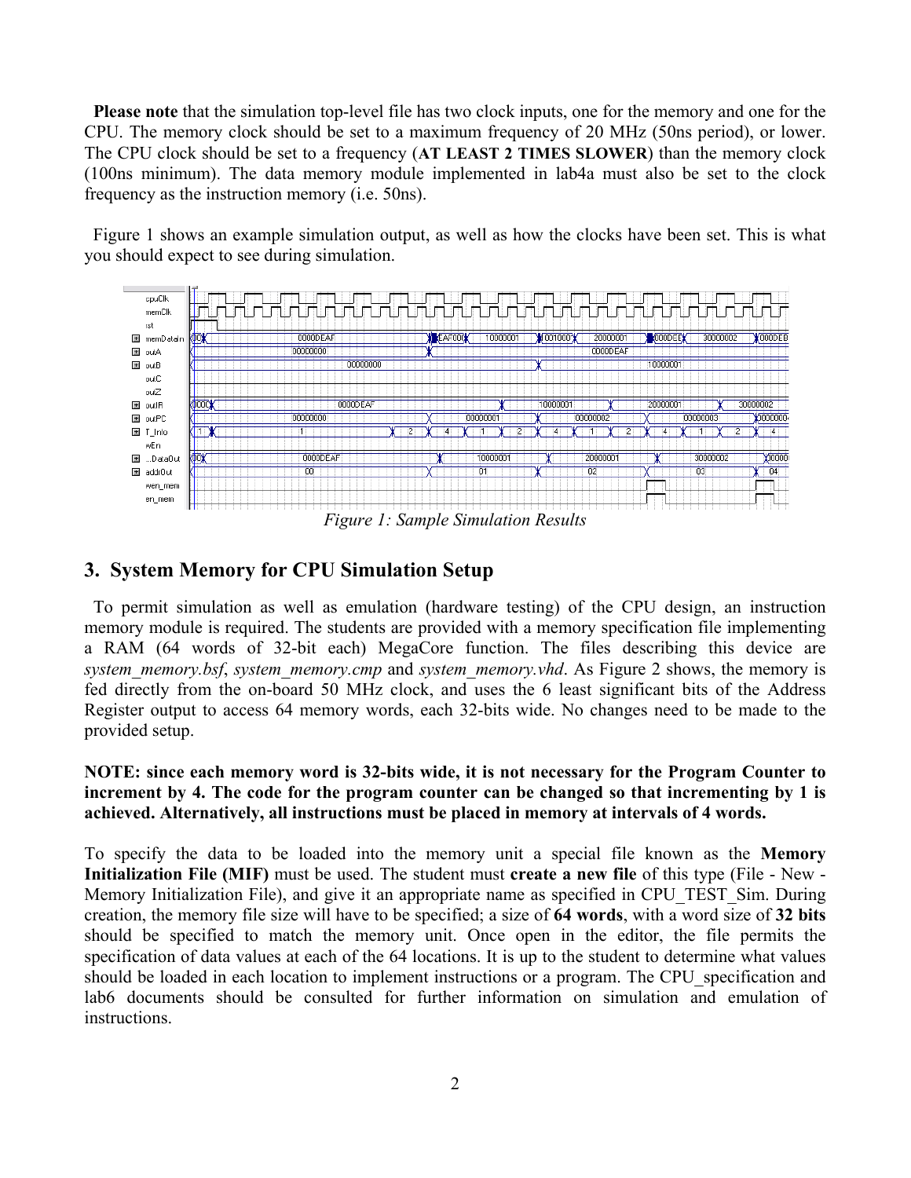**Please note** that the simulation top-level file has two clock inputs, one for the memory and one for the CPU. The memory clock should be set to a maximum frequency of 20 MHz (50ns period), or lower. The CPU clock should be set to a frequency (**AT LEAST 2 TIMES SLOWER**) than the memory clock (100ns minimum). The data memory module implemented in lab4a must also be set to the clock frequency as the instruction memory (i.e. 50ns).

Figure 1 shows an example simulation output, as well as how the clocks have been set. This is what you should expect to see during simulation.

*Figure 1: Sample Simulation Results*

## 3. System Memory for CPU Simulation Setup

To permit simulation as well as emulation (hardware testing) of the CPU design, an instruction memory module is required. The students are provided with a memory specification file implementing a RAM (64 words of 32-bit each) MegaCore function. The files describing this device are *system_memory.bsf*, *system_memory.cmp* and *system_memory.vhd*. As Figure 2 shows, the memory is fed directly from the on-board 50 MHz clock, and uses the 6 least significant bits of the Address Register output to access 64 memory words, each 32-bits wide. No changes need to be made to the provided setup.

**NOTE: since each memory word is 32-bits wide, it is not necessary for the Program Counter to increment by 4. The code for the program counter can be changed so that incrementing by 1 is achieved. Alternatively, all instructions must be placed in memory at intervals of 4 words.**

To specify the data to be loaded into the memory unit a special file known as the **Memory Initialization File (MIF)** must be used. The student must **create a new file** of this type (File - New - Memory Initialization File), and give it an appropriate name as specified in CPU_TEST_Sim. During creation, the memory file size will have to be specified; a size of **64 words**, with a word size of **32 bits** should be specified to match the memory unit. Once open in the editor, the file permits the specification of data values at each of the 64 locations. It is up to the student to determine what values should be loaded in each location to implement instructions or a program. The CPU_specification and lab6 documents should be consulted for further information on simulation and emulation of instructions.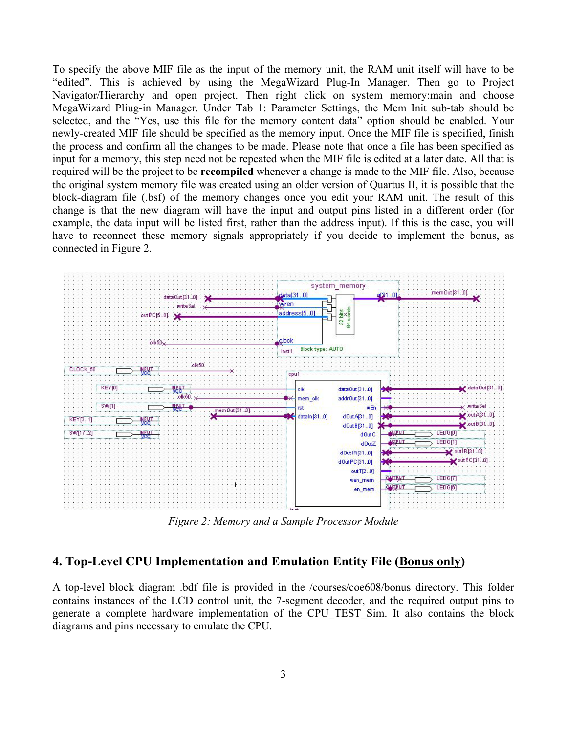To specify the above MIF file as the input of the memory unit, the RAM unit itself will have to be "edited". This is achieved by using the MegaWizard Plug-In Manager. Then go to Project Navigator/Hierarchy and open project. Then right click on system memory:main and choose MegaWizard Pliug-in Manager. Under Tab 1: Parameter Settings, the Mem Init sub-tab should be selected, and the "Yes, use this file for the memory content data" option should be enabled. Your newly-created MIF file should be specified as the memory input. Once the MIF file is specified, finish the process and confirm all the changes to be made. Please note that once a file has been specified as input for a memory, this step need not be repeated when the MIF file is edited at a later date. All that is required will be the project to be **recompiled** whenever a change is made to the MIF file. Also, because the original system memory file was created using an older version of Quartus II, it is possible that the block-diagram file (.bsf) of the memory changes once you edit your RAM unit. The result of this change is that the new diagram will have the input and output pins listed in a different order (for example, the data input will be listed first, rather than the address input). If this is the case, you will have to reconnect these memory signals appropriately if you decide to implement the bonus, as connected in Figure 2.

*Figure 2: Memory and a Sample Processor Module*

## 4. Top-Level CPU Implementation and Emulation Entity File (Bonus only)

A top-level block diagram .bdf file is provided in the /courses/coe608/bonus directory. This folder contains instances of the LCD control unit, the 7-segment decoder, and the required output pins to generate a complete hardware implementation of the CPU_TEST_Sim. It also contains the block diagrams and pins necessary to emulate the CPU.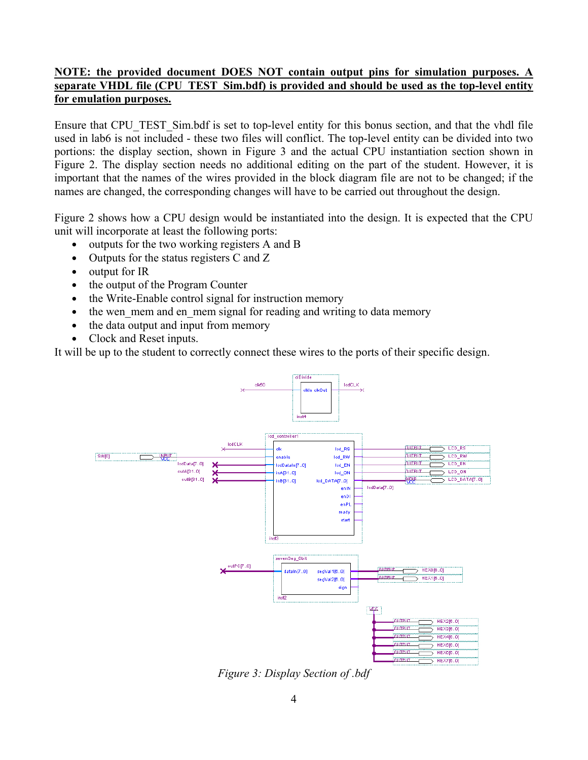**NOTE: the provided document DOES NOT contain output pins for simulation purposes. A separate VHDL file (CPU_TEST_Sim.bdf) is provided and should be used as the top-level entity for emulation purposes.**

Ensure that CPU_TEST_Sim.bdf is set to top-level entity for this bonus section, and that the vhdl file used in lab6 is not included - these two files will conflict. The top-level entity can be divided into two portions: the display section, shown in Figure 3 and the actual CPU instantiation section shown in Figure 2. The display section needs no additional editing on the part of the student. However, it is important that the names of the wires provided in the block diagram file are not to be changed; if the names are changed, the corresponding changes will have to be carried out throughout the design.

Figure 2 shows how a CPU design would be instantiated into the design. It is expected that the CPU unit will incorporate at least the following ports:

- outputs for the two working registers A and B
- Outputs for the status registers C and Z
- output for IR
- the output of the Program Counter
- the Write-Enable control signal for instruction memory
- the wen_mem and en_mem signal for reading and writing to data memory
- the data output and input from memory
- Clock and Reset inputs.

It will be up to the student to correctly connect these wires to the ports of their specific design.

*Figure 3: Display Section of .bdf*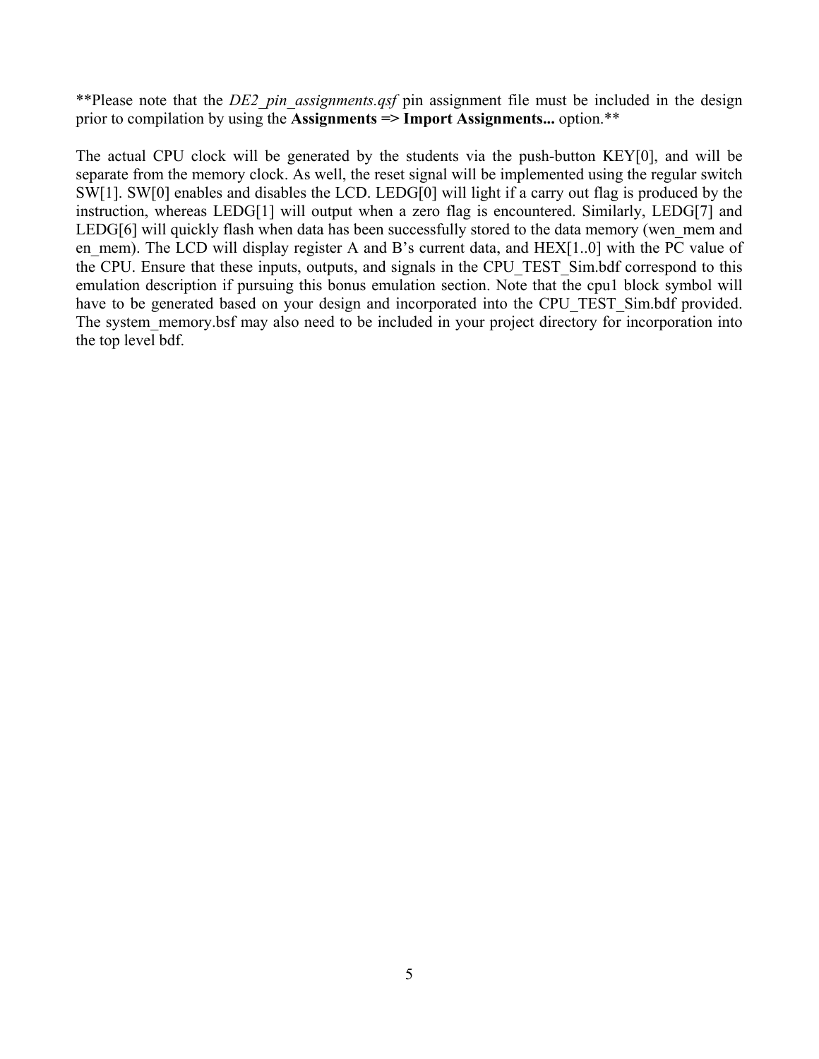**Please note that the *DE2_pin_assignments.qsf* pin assignment file must be included in the design prior to compilation by using the **Assignments => Import Assignments...** option.**

The actual CPU clock will be generated by the students via the push-button KEY[0], and will be separate from the memory clock. As well, the reset signal will be implemented using the regular switch SW[1]. SW[0] enables and disables the LCD. LEDG[0] will light if a carry out flag is produced by the instruction, whereas LEDG[1] will output when a zero flag is encountered. Similarly, LEDG[7] and LEDG[6] will quickly flash when data has been successfully stored to the data memory (wen_mem and en_mem). The LCD will display register A and B's current data, and HEX[1..0] with the PC value of the CPU. Ensure that these inputs, outputs, and signals in the CPU_TEST_Sim.bdf correspond to this emulation description if pursuing this bonus emulation section. Note that the cpu1 block symbol will have to be generated based on your design and incorporated into the CPU_TEST_Sim.bdf provided. The system_memory.bsf may also need to be included in your project directory for incorporation into the top level bdf.